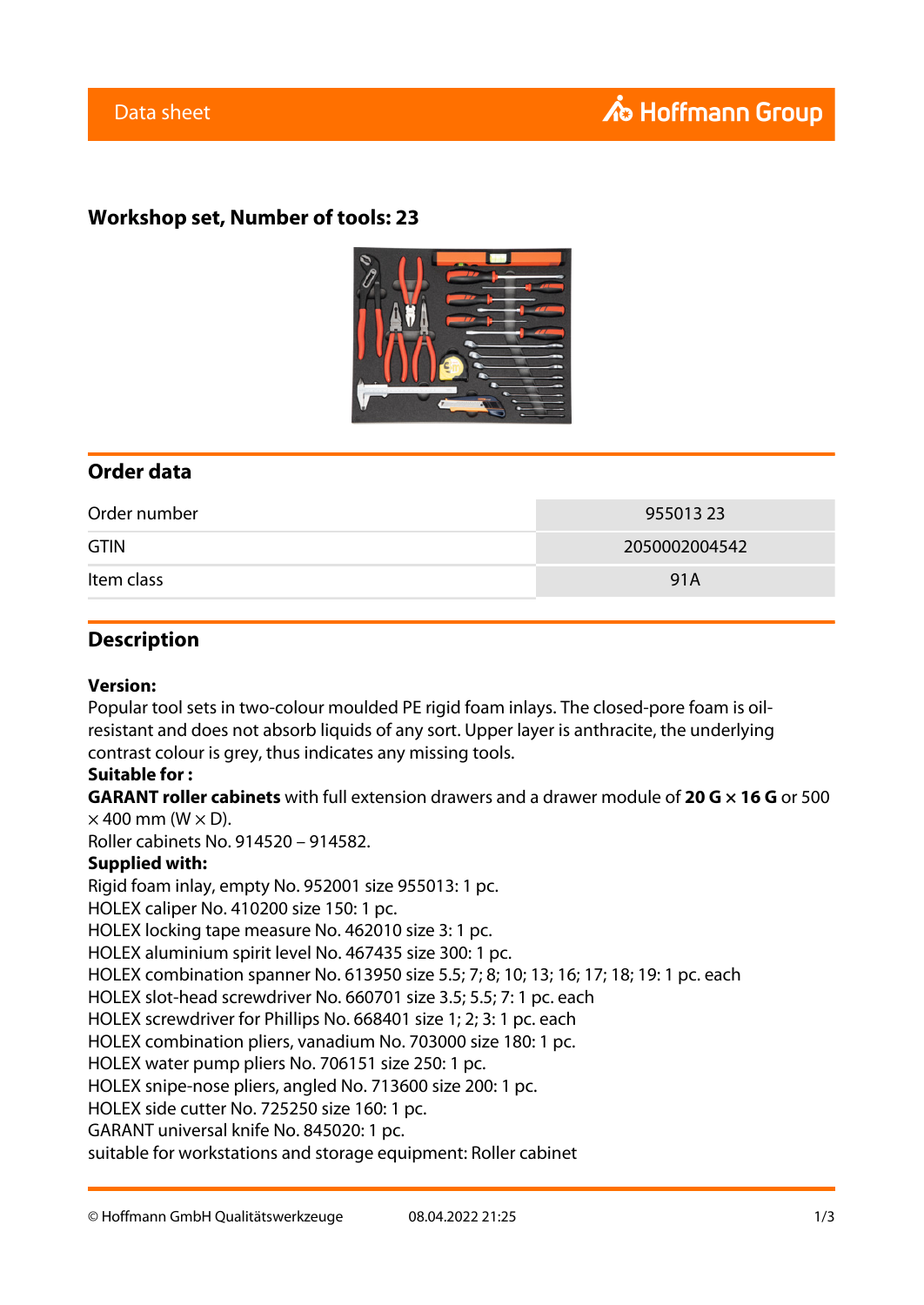Data sheet

# Workshop set, Number of tools: 23

## Order data

| | |
|---|---|
| Order number | 955013 23 |
| GTIN | 2050002004542 |
| Item class | 91A |

## Description

**Version:**
Popular tool sets in two-colour moulded PE rigid foam inlays. The closed-pore foam is oil-resistant and does not absorb liquids of any sort. Upper layer is anthracite, the underlying contrast colour is grey, thus indicates any missing tools.
**Suitable for :**
**GARANT roller cabinets** with full extension drawers and a drawer module of **20 G × 16 G** or 500 × 400 mm (W × D).
Roller cabinets No. 914520 – 914582.
**Supplied with:**
Rigid foam inlay, empty No. 952001 size 955013: 1 pc.
HOLEX caliper No. 410200 size 150: 1 pc.
HOLEX locking tape measure No. 462010 size 3: 1 pc.
HOLEX aluminium spirit level No. 467435 size 300: 1 pc.
HOLEX combination spanner No. 613950 size 5.5; 7; 8; 10; 13; 16; 17; 18; 19: 1 pc. each
HOLEX slot-head screwdriver No. 660701 size 3.5; 5.5; 7: 1 pc. each
HOLEX screwdriver for Phillips No. 668401 size 1; 2; 3: 1 pc. each
HOLEX combination pliers, vanadium No. 703000 size 180: 1 pc.
HOLEX water pump pliers No. 706151 size 250: 1 pc.
HOLEX snipe-nose pliers, angled No. 713600 size 200: 1 pc.
HOLEX side cutter No. 725250 size 160: 1 pc.
GARANT universal knife No. 845020: 1 pc.
suitable for workstations and storage equipment: Roller cabinet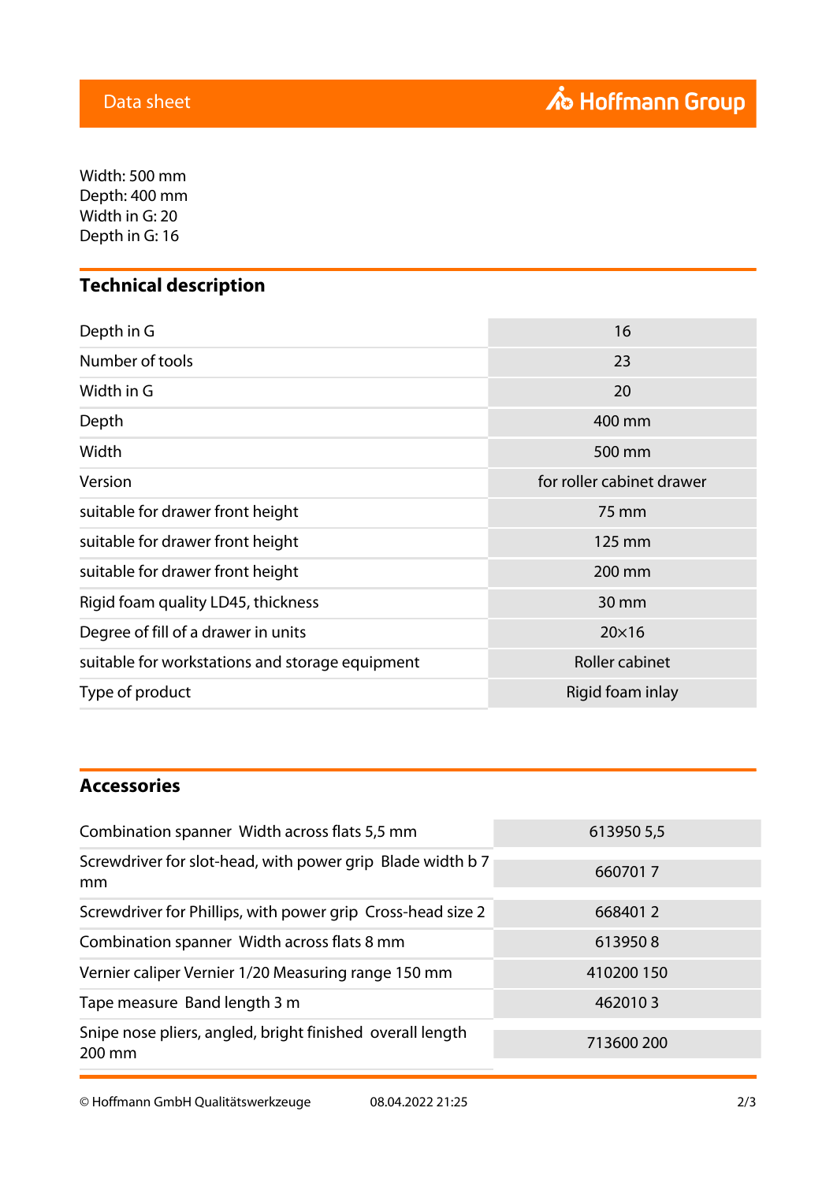Width: 500 mm
Depth: 400 mm
Width in G: 20
Depth in G: 16

## Technical description

| | |
|---|---|
| Depth in G | 16 |
| Number of tools | 23 |
| Width in G | 20 |
| Depth | 400 mm |
| Width | 500 mm |
| Version | for roller cabinet drawer |
| suitable for drawer front height | 75 mm |
| suitable for drawer front height | 125 mm |
| suitable for drawer front height | 200 mm |
| Rigid foam quality LD45, thickness | 30 mm |
| Degree of fill of a drawer in units | 20×16 |
| suitable for workstations and storage equipment | Roller cabinet |
| Type of product | Rigid foam inlay |

## Accessories

| | |
|---|---|
| Combination spanner  Width across flats 5,5 mm | 613950 5,5 |
| Screwdriver for slot-head, with power grip  Blade width b 7 mm | 660701 7 |
| Screwdriver for Phillips, with power grip  Cross-head size 2 | 668401 2 |
| Combination spanner  Width across flats 8 mm | 613950 8 |
| Vernier caliper Vernier 1/20 Measuring range 150 mm | 410200 150 |
| Tape measure  Band length 3 m | 462010 3 |
| Snipe nose pliers, angled, bright finished  overall length 200 mm | 713600 200 |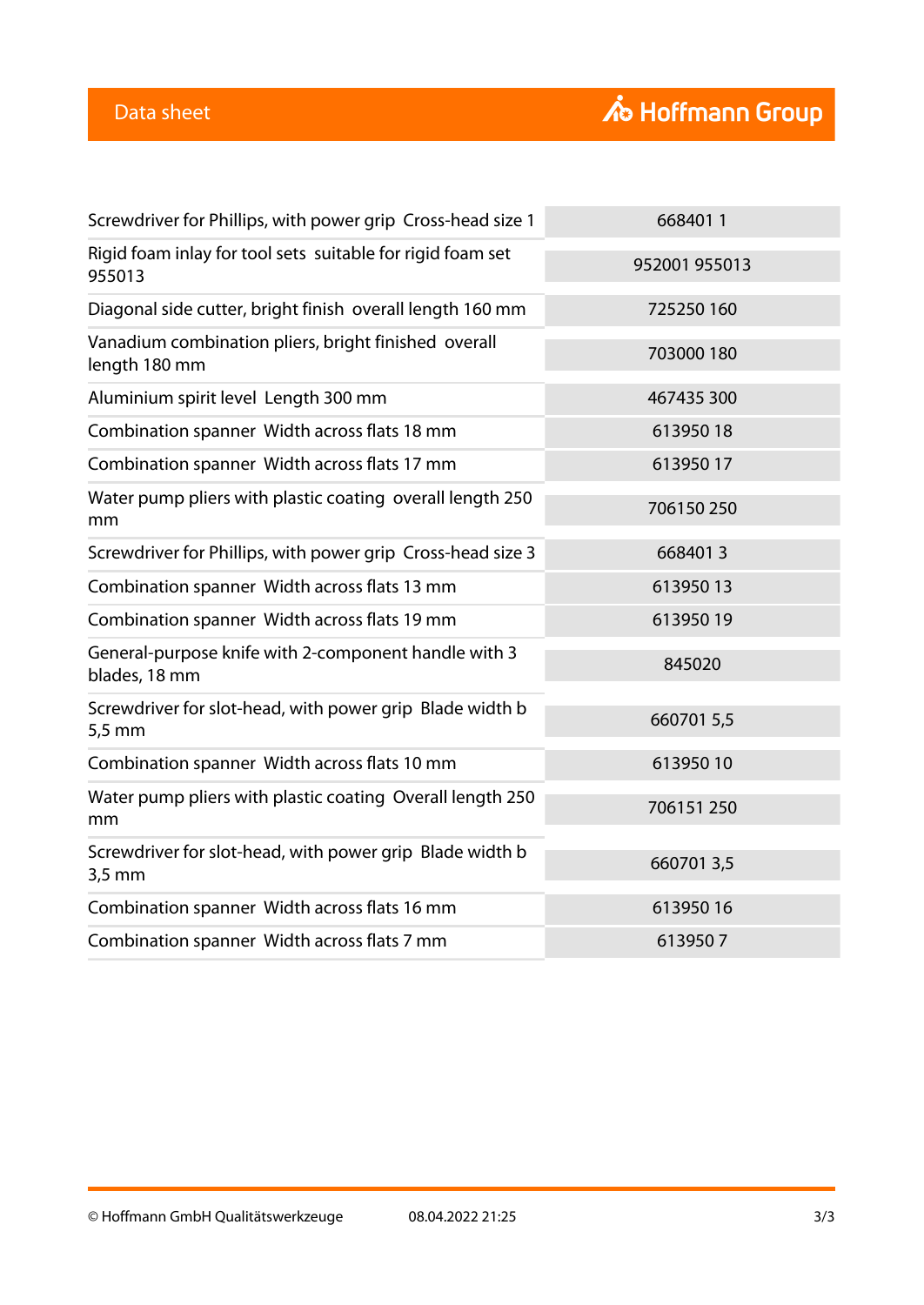| | |
|---|---|
| Screwdriver for Phillips, with power grip  Cross-head size 1 | 668401 1 |
| Rigid foam inlay for tool sets  suitable for rigid foam set 955013 | 952001 955013 |
| Diagonal side cutter, bright finish  overall length 160 mm | 725250 160 |
| Vanadium combination pliers, bright finished  overall length 180 mm | 703000 180 |
| Aluminium spirit level  Length 300 mm | 467435 300 |
| Combination spanner  Width across flats 18 mm | 613950 18 |
| Combination spanner  Width across flats 17 mm | 613950 17 |
| Water pump pliers with plastic coating  overall length 250 mm | 706150 250 |
| Screwdriver for Phillips, with power grip  Cross-head size 3 | 668401 3 |
| Combination spanner  Width across flats 13 mm | 613950 13 |
| Combination spanner  Width across flats 19 mm | 613950 19 |
| General-purpose knife with 2-component handle with 3 blades, 18 mm | 845020 |
| Screwdriver for slot-head, with power grip  Blade width b 5,5 mm | 660701 5,5 |
| Combination spanner  Width across flats 10 mm | 613950 10 |
| Water pump pliers with plastic coating  Overall length 250 mm | 706151 250 |
| Screwdriver for slot-head, with power grip  Blade width b 3,5 mm | 660701 3,5 |
| Combination spanner  Width across flats 16 mm | 613950 16 |
| Combination spanner  Width across flats 7 mm | 613950 7 |